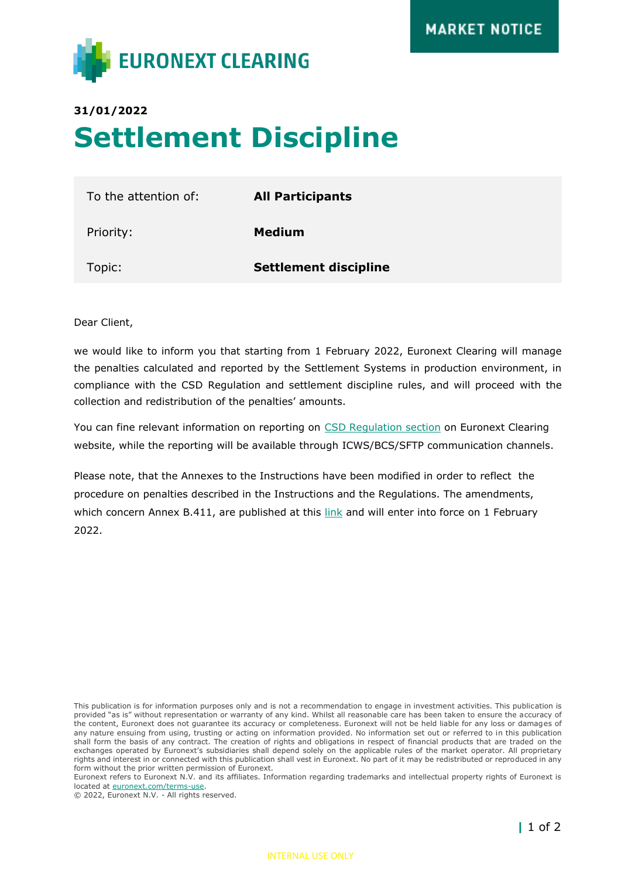EURONEXT CLEARING

MARKET NOTICE

**31/01/2022**

# Settlement Discipline

| To the attention of: | **All Participants** |
|---|---|
| Priority: | **Medium** |
| Topic: | **Settlement discipline** |

Dear Client,

we would like to inform you that starting from 1 February 2022, Euronext Clearing will manage the penalties calculated and reported by the Settlement Systems in production environment, in compliance with the CSD Regulation and settlement discipline rules, and will proceed with the collection and redistribution of the penalties' amounts.

You can fine relevant information on reporting on CSD Regulation section on Euronext Clearing website, while the reporting will be available through ICWS/BCS/SFTP communication channels.

Please note, that the Annexes to the Instructions have been modified in order to reflect the procedure on penalties described in the Instructions and the Regulations. The amendments, which concern Annex B.411, are published at this link and will enter into force on 1 February 2022.

This publication is for information purposes only and is not a recommendation to engage in investment activities. This publication is provided "as is" without representation or warranty of any kind. Whilst all reasonable care has been taken to ensure the accuracy of the content, Euronext does not guarantee its accuracy or completeness. Euronext will not be held liable for any loss or damages of any nature ensuing from using, trusting or acting on information provided. No information set out or referred to in this publication shall form the basis of any contract. The creation of rights and obligations in respect of financial products that are traded on the exchanges operated by Euronext's subsidiaries shall depend solely on the applicable rules of the market operator. All proprietary rights and interest in or connected with this publication shall vest in Euronext. No part of it may be redistributed or reproduced in any form without the prior written permission of Euronext.
Euronext refers to Euronext N.V. and its affiliates. Information regarding trademarks and intellectual property rights of Euronext is located at euronext.com/terms-use.
© 2022, Euronext N.V. - All rights reserved.

INTERNAL USE ONLY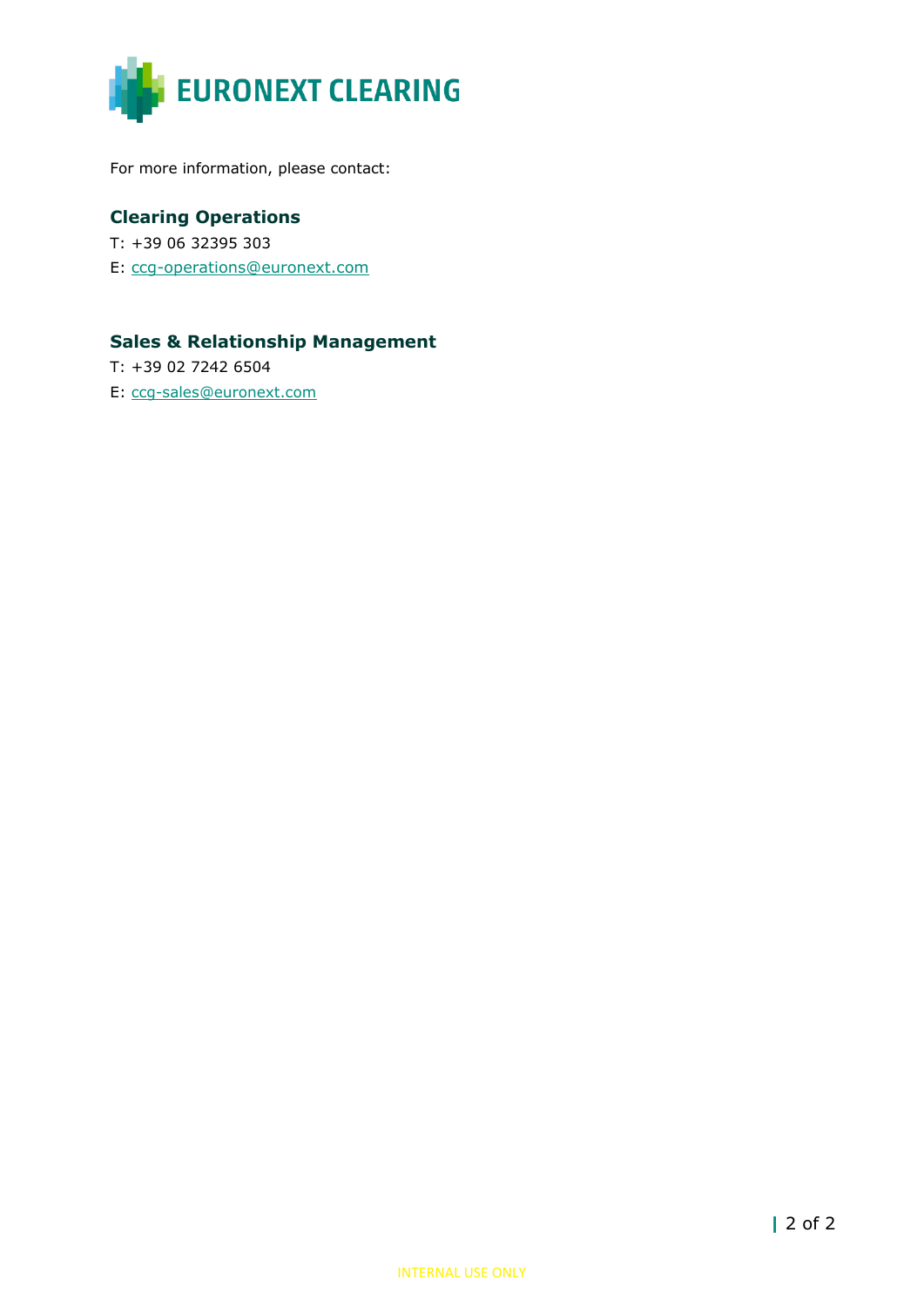For more information, please contact:

### Clearing Operations

T: +39 06 32395 303

E: ccg-operations@euronext.com

### Sales & Relationship Management

T: +39 02 7242 6504

E: ccg-sales@euronext.com